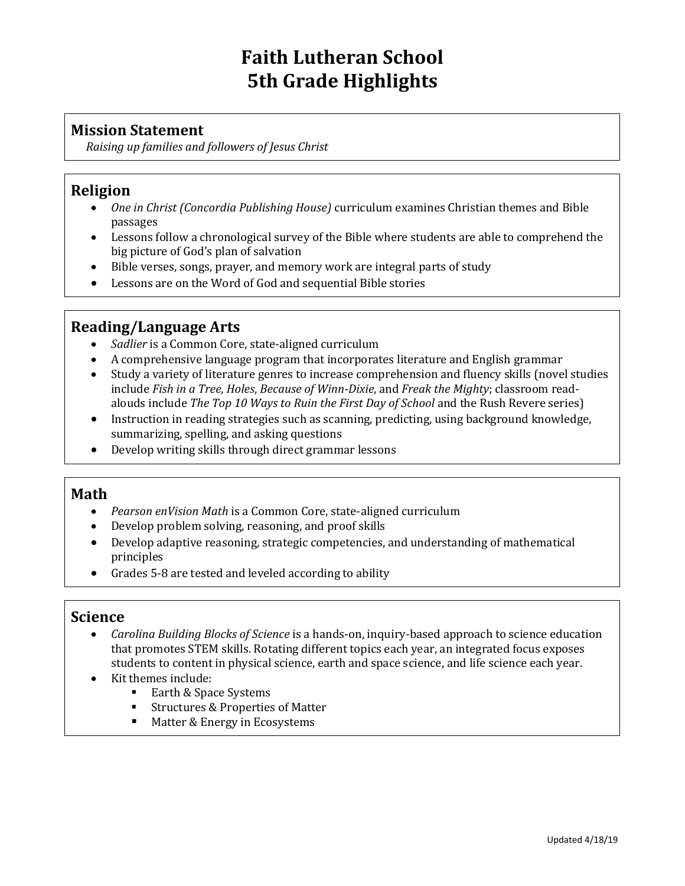# Faith Lutheran School
# 5th Grade Highlights

## Mission Statement

*Raising up families and followers of Jesus Christ*

## Religion

- *One in Christ (Concordia Publishing House)* curriculum examines Christian themes and Bible passages
- Lessons follow a chronological survey of the Bible where students are able to comprehend the big picture of God's plan of salvation
- Bible verses, songs, prayer, and memory work are integral parts of study
- Lessons are on the Word of God and sequential Bible stories

## Reading/Language Arts

- *Sadlier* is a Common Core, state-aligned curriculum
- A comprehensive language program that incorporates literature and English grammar
- Study a variety of literature genres to increase comprehension and fluency skills (novel studies include *Fish in a Tree*, *Holes*, *Because of Winn-Dixie*, and *Freak the Mighty*; classroom read-alouds include *The Top 10 Ways to Ruin the First Day of School* and the Rush Revere series)
- Instruction in reading strategies such as scanning, predicting, using background knowledge, summarizing, spelling, and asking questions
- Develop writing skills through direct grammar lessons

## Math

- *Pearson enVision Math* is a Common Core, state-aligned curriculum
- Develop problem solving, reasoning, and proof skills
- Develop adaptive reasoning, strategic competencies, and understanding of mathematical principles
- Grades 5-8 are tested and leveled according to ability

## Science

- *Carolina Building Blocks of Science* is a hands-on, inquiry-based approach to science education that promotes STEM skills. Rotating different topics each year, an integrated focus exposes students to content in physical science, earth and space science, and life science each year.
- Kit themes include:
  - Earth & Space Systems
  - Structures & Properties of Matter
  - Matter & Energy in Ecosystems

Updated 4/18/19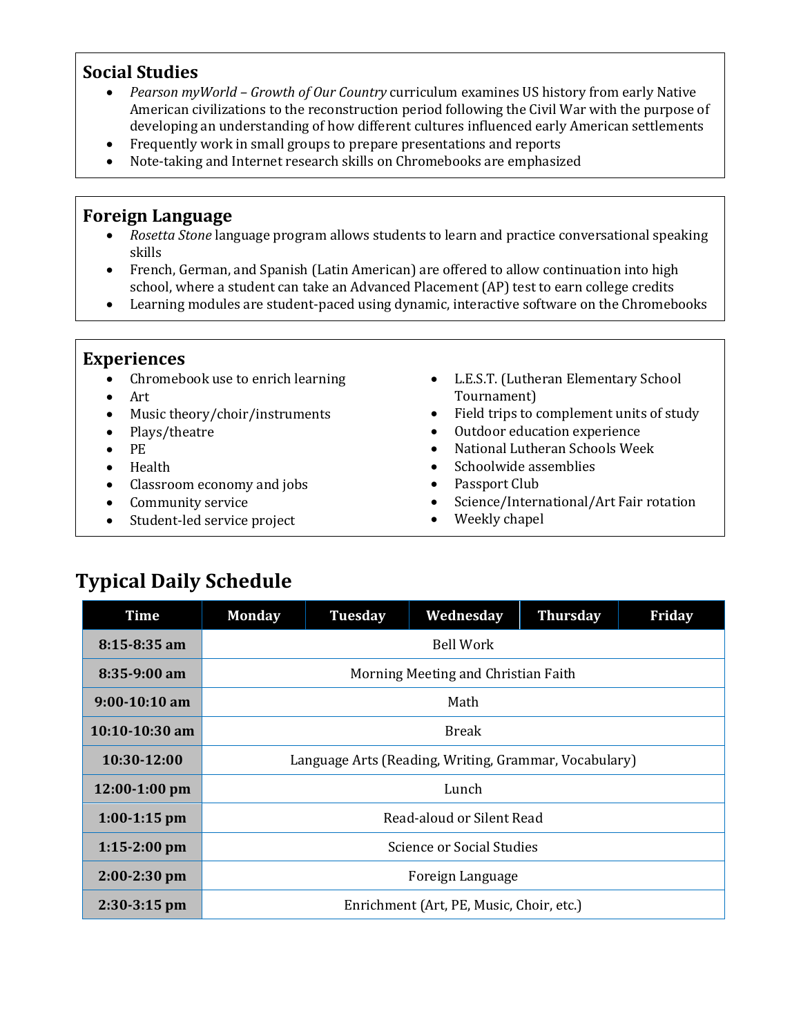## Social Studies

- *Pearson myWorld – Growth of Our Country* curriculum examines US history from early Native American civilizations to the reconstruction period following the Civil War with the purpose of developing an understanding of how different cultures influenced early American settlements
- Frequently work in small groups to prepare presentations and reports
- Note-taking and Internet research skills on Chromebooks are emphasized

## Foreign Language

- *Rosetta Stone* language program allows students to learn and practice conversational speaking skills
- French, German, and Spanish (Latin American) are offered to allow continuation into high school, where a student can take an Advanced Placement (AP) test to earn college credits
- Learning modules are student-paced using dynamic, interactive software on the Chromebooks

## Experiences

- Chromebook use to enrich learning
- Art
- Music theory/choir/instruments
- Plays/theatre
- PE
- Health
- Classroom economy and jobs
- Community service
- Student-led service project
- L.E.S.T. (Lutheran Elementary School Tournament)
- Field trips to complement units of study
- Outdoor education experience
- National Lutheran Schools Week
- Schoolwide assemblies
- Passport Club
- Science/International/Art Fair rotation
- Weekly chapel

# Typical Daily Schedule

| Time | Monday | Tuesday | Wednesday | Thursday | Friday |
|---|---|---|---|---|---|
| 8:15-8:35 am | Bell Work | | | | |
| 8:35-9:00 am | Morning Meeting and Christian Faith | | | | |
| 9:00-10:10 am | Math | | | | |
| 10:10-10:30 am | Break | | | | |
| 10:30-12:00 | Language Arts (Reading, Writing, Grammar, Vocabulary) | | | | |
| 12:00-1:00 pm | Lunch | | | | |
| 1:00-1:15 pm | Read-aloud or Silent Read | | | | |
| 1:15-2:00 pm | Science or Social Studies | | | | |
| 2:00-2:30 pm | Foreign Language | | | | |
| 2:30-3:15 pm | Enrichment (Art, PE, Music, Choir, etc.) | | | | |